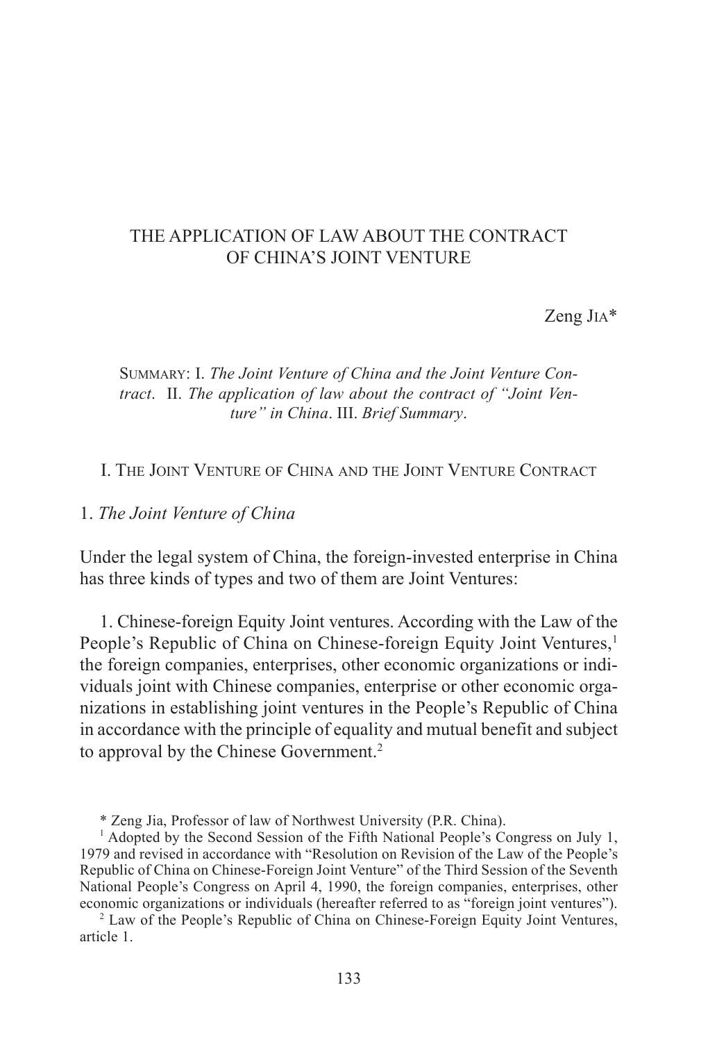# THE APPLICATION OF LAW ABOUT THE CONTRACT OF CHINA'S JOINT VENTURE

Zeng Jia*

SUMMARY: I. *The Joint Venture of China and the Joint Venture Contract*. II. *The application of law about the contract of "Joint Venture" in China*. III. *Brief Summary*.

## I. The Joint Venture of China and the Joint Venture Contract

### 1. *The Joint Venture of China*

Under the legal system of China, the foreign-invested enterprise in China has three kinds of types and two of them are Joint Ventures:

1. Chinese-foreign Equity Joint ventures. According with the Law of the People's Republic of China on Chinese-foreign Equity Joint Ventures,[1] the foreign companies, enterprises, other economic organizations or individuals joint with Chinese companies, enterprise or other economic organizations in establishing joint ventures in the People's Republic of China in accordance with the principle of equality and mutual benefit and subject to approval by the Chinese Government.[2]

---

\* Zeng Jia, Professor of law of Northwest University (P.R. China).

[1] Adopted by the Second Session of the Fifth National People's Congress on July 1, 1979 and revised in accordance with "Resolution on Revision of the Law of the People's Republic of China on Chinese-Foreign Joint Venture" of the Third Session of the Seventh National People's Congress on April 4, 1990, the foreign companies, enterprises, other economic organizations or individuals (hereafter referred to as "foreign joint ventures").

[2] Law of the People's Republic of China on Chinese-Foreign Equity Joint Ventures, article 1.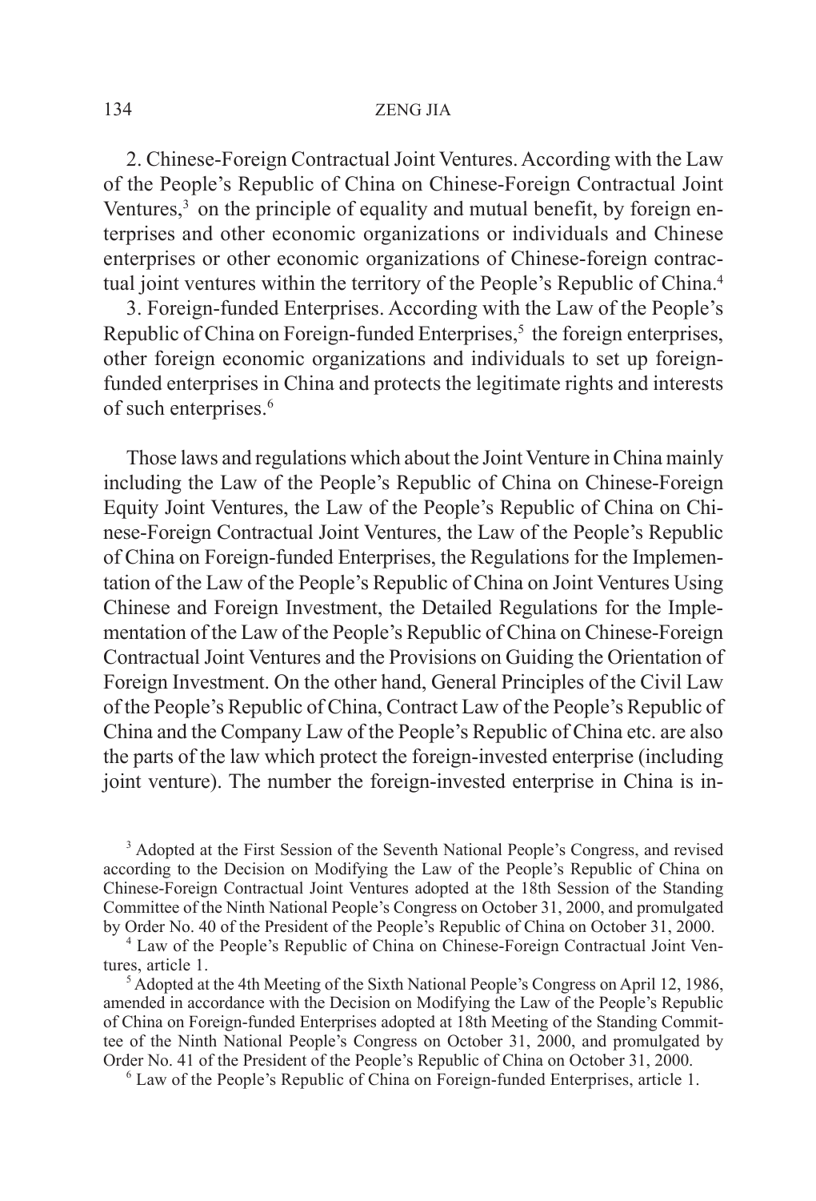2. Chinese-Foreign Contractual Joint Ventures. According with the Law of the People's Republic of China on Chinese-Foreign Contractual Joint Ventures,[3] on the principle of equality and mutual benefit, by foreign enterprises and other economic organizations or individuals and Chinese enterprises or other economic organizations of Chinese-foreign contractual joint ventures within the territory of the People's Republic of China.[4]

3. Foreign-funded Enterprises. According with the Law of the People's Republic of China on Foreign-funded Enterprises,[5] the foreign enterprises, other foreign economic organizations and individuals to set up foreign-funded enterprises in China and protects the legitimate rights and interests of such enterprises.[6]

Those laws and regulations which about the Joint Venture in China mainly including the Law of the People's Republic of China on Chinese-Foreign Equity Joint Ventures, the Law of the People's Republic of China on Chinese-Foreign Contractual Joint Ventures, the Law of the People's Republic of China on Foreign-funded Enterprises, the Regulations for the Implementation of the Law of the People's Republic of China on Joint Ventures Using Chinese and Foreign Investment, the Detailed Regulations for the Implementation of the Law of the People's Republic of China on Chinese-Foreign Contractual Joint Ventures and the Provisions on Guiding the Orientation of Foreign Investment. On the other hand, General Principles of the Civil Law of the People's Republic of China, Contract Law of the People's Republic of China and the Company Law of the People's Republic of China etc. are also the parts of the law which protect the foreign-invested enterprise (including joint venture). The number the foreign-invested enterprise in China is in-

[3] Adopted at the First Session of the Seventh National People's Congress, and revised according to the Decision on Modifying the Law of the People's Republic of China on Chinese-Foreign Contractual Joint Ventures adopted at the 18th Session of the Standing Committee of the Ninth National People's Congress on October 31, 2000, and promulgated by Order No. 40 of the President of the People's Republic of China on October 31, 2000.

[4] Law of the People's Republic of China on Chinese-Foreign Contractual Joint Ventures, article 1.

[5] Adopted at the 4th Meeting of the Sixth National People's Congress on April 12, 1986, amended in accordance with the Decision on Modifying the Law of the People's Republic of China on Foreign-funded Enterprises adopted at 18th Meeting of the Standing Committee of the Ninth National People's Congress on October 31, 2000, and promulgated by Order No. 41 of the President of the People's Republic of China on October 31, 2000.

[6] Law of the People's Republic of China on Foreign-funded Enterprises, article 1.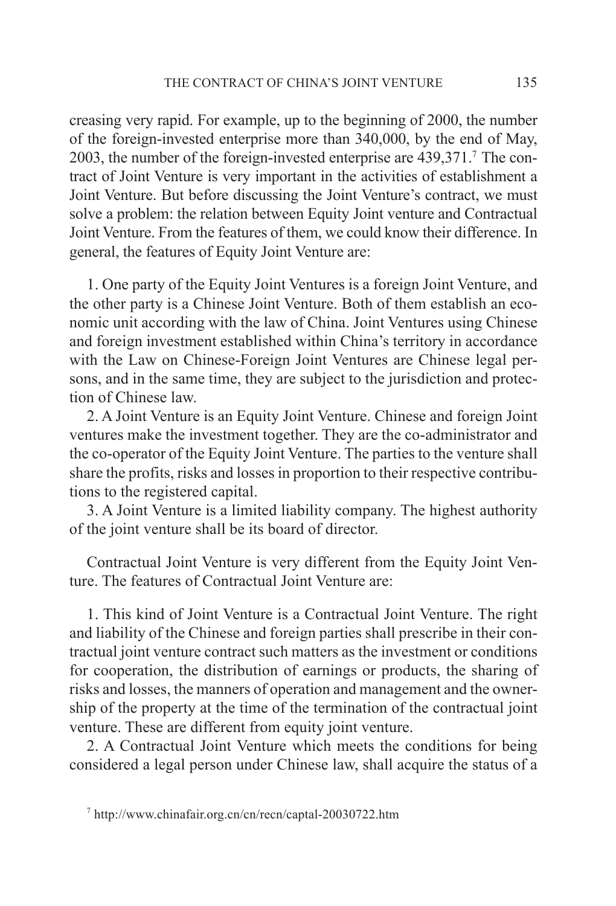creasing very rapid. For example, up to the beginning of 2000, the number of the foreign-invested enterprise more than 340,000, by the end of May, 2003, the number of the foreign-invested enterprise are 439,371.[7] The contract of Joint Venture is very important in the activities of establishment a Joint Venture. But before discussing the Joint Venture's contract, we must solve a problem: the relation between Equity Joint venture and Contractual Joint Venture. From the features of them, we could know their difference. In general, the features of Equity Joint Venture are:

1. One party of the Equity Joint Ventures is a foreign Joint Venture, and the other party is a Chinese Joint Venture. Both of them establish an economic unit according with the law of China. Joint Ventures using Chinese and foreign investment established within China's territory in accordance with the Law on Chinese-Foreign Joint Ventures are Chinese legal persons, and in the same time, they are subject to the jurisdiction and protection of Chinese law.
2. A Joint Venture is an Equity Joint Venture. Chinese and foreign Joint ventures make the investment together. They are the co-administrator and the co-operator of the Equity Joint Venture. The parties to the venture shall share the profits, risks and losses in proportion to their respective contributions to the registered capital.
3. A Joint Venture is a limited liability company. The highest authority of the joint venture shall be its board of director.

Contractual Joint Venture is very different from the Equity Joint Venture. The features of Contractual Joint Venture are:

1. This kind of Joint Venture is a Contractual Joint Venture. The right and liability of the Chinese and foreign parties shall prescribe in their contractual joint venture contract such matters as the investment or conditions for cooperation, the distribution of earnings or products, the sharing of risks and losses, the manners of operation and management and the ownership of the property at the time of the termination of the contractual joint venture. These are different from equity joint venture.
2. A Contractual Joint Venture which meets the conditions for being considered a legal person under Chinese law, shall acquire the status of a

[7] http://www.chinafair.org.cn/cn/recn/captal-20030722.htm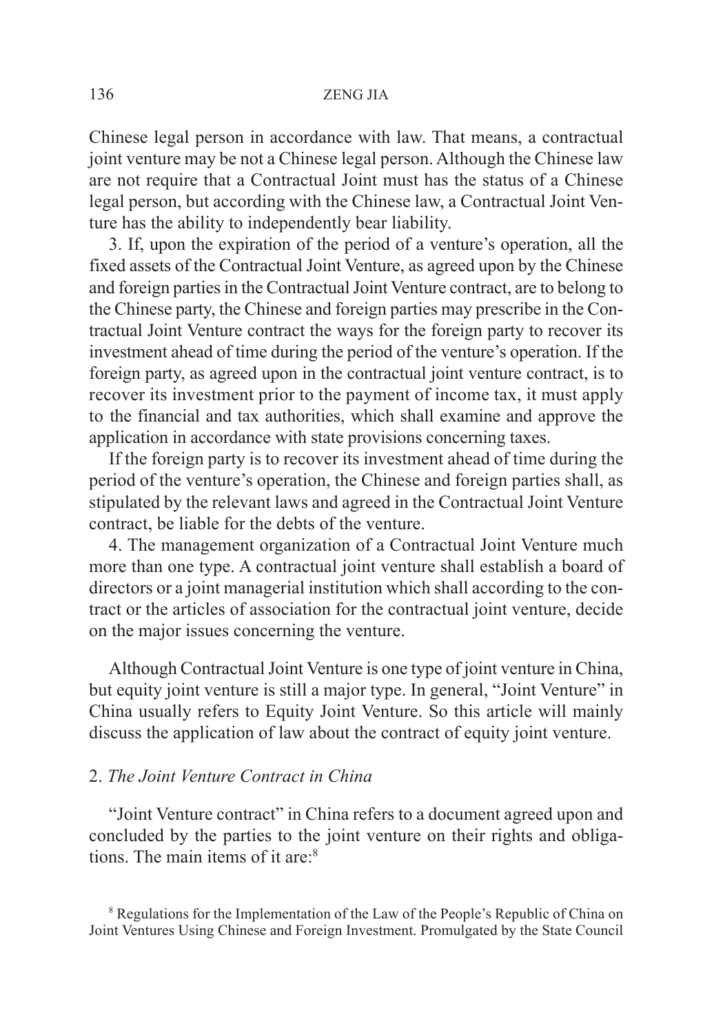Chinese legal person in accordance with law. That means, a contractual joint venture may be not a Chinese legal person. Although the Chinese law are not require that a Contractual Joint must has the status of a Chinese legal person, but according with the Chinese law, a Contractual Joint Venture has the ability to independently bear liability.

3. If, upon the expiration of the period of a venture's operation, all the fixed assets of the Contractual Joint Venture, as agreed upon by the Chinese and foreign parties in the Contractual Joint Venture contract, are to belong to the Chinese party, the Chinese and foreign parties may prescribe in the Contractual Joint Venture contract the ways for the foreign party to recover its investment ahead of time during the period of the venture's operation. If the foreign party, as agreed upon in the contractual joint venture contract, is to recover its investment prior to the payment of income tax, it must apply to the financial and tax authorities, which shall examine and approve the application in accordance with state provisions concerning taxes.

If the foreign party is to recover its investment ahead of time during the period of the venture's operation, the Chinese and foreign parties shall, as stipulated by the relevant laws and agreed in the Contractual Joint Venture contract, be liable for the debts of the venture.

4. The management organization of a Contractual Joint Venture much more than one type. A contractual joint venture shall establish a board of directors or a joint managerial institution which shall according to the contract or the articles of association for the contractual joint venture, decide on the major issues concerning the venture.

Although Contractual Joint Venture is one type of joint venture in China, but equity joint venture is still a major type. In general, "Joint Venture" in China usually refers to Equity Joint Venture. So this article will mainly discuss the application of law about the contract of equity joint venture.

## 2. *The Joint Venture Contract in China*

"Joint Venture contract" in China refers to a document agreed upon and concluded by the parties to the joint venture on their rights and obligations. The main items of it are:[8]

[8] Regulations for the Implementation of the Law of the People's Republic of China on Joint Ventures Using Chinese and Foreign Investment. Promulgated by the State Council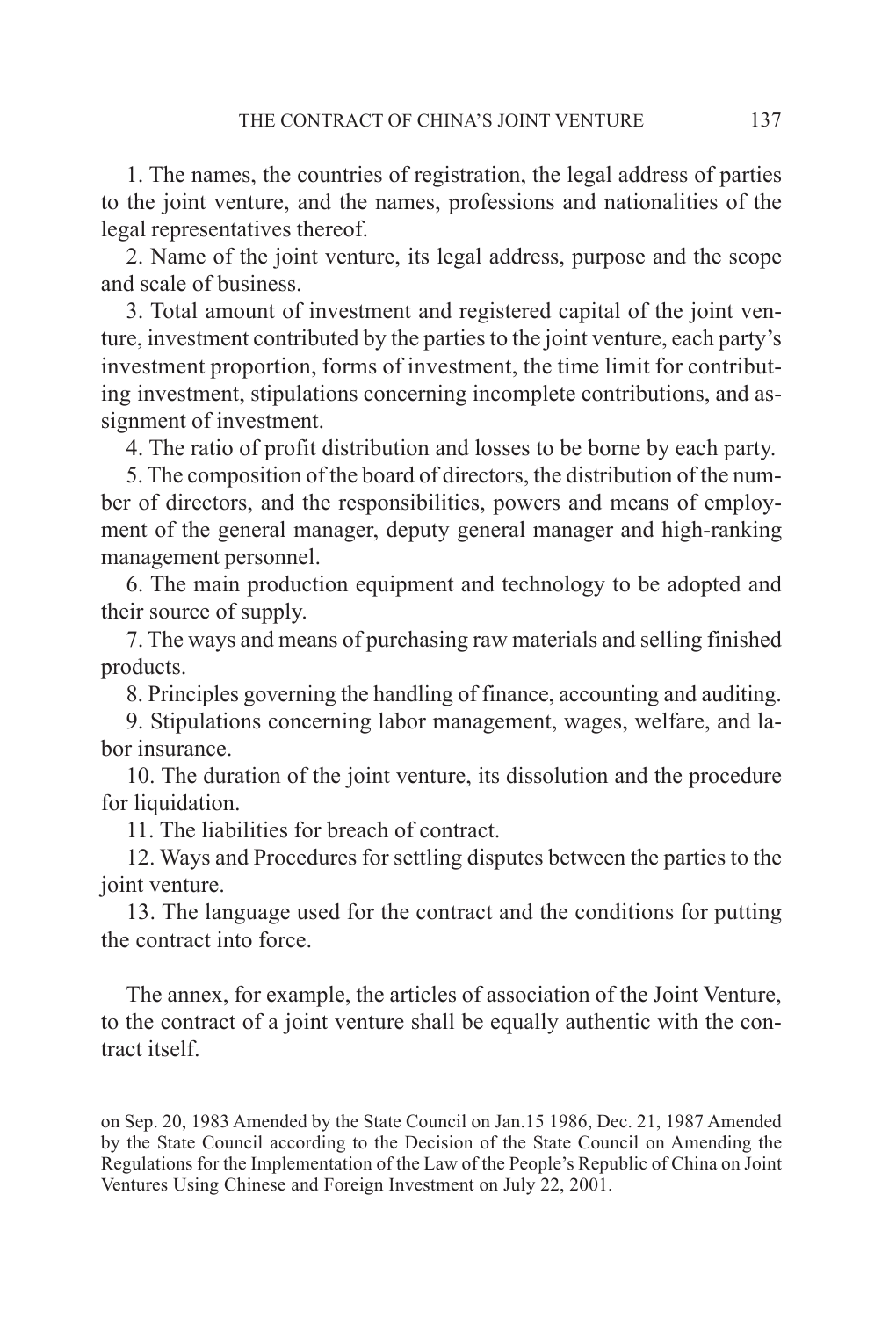1. The names, the countries of registration, the legal address of parties to the joint venture, and the names, professions and nationalities of the legal representatives thereof.

2. Name of the joint venture, its legal address, purpose and the scope and scale of business.

3. Total amount of investment and registered capital of the joint venture, investment contributed by the parties to the joint venture, each party's investment proportion, forms of investment, the time limit for contributing investment, stipulations concerning incomplete contributions, and assignment of investment.

4. The ratio of profit distribution and losses to be borne by each party.

5. The composition of the board of directors, the distribution of the number of directors, and the responsibilities, powers and means of employment of the general manager, deputy general manager and high-ranking management personnel.

6. The main production equipment and technology to be adopted and their source of supply.

7. The ways and means of purchasing raw materials and selling finished products.

8. Principles governing the handling of finance, accounting and auditing.

9. Stipulations concerning labor management, wages, welfare, and labor insurance.

10. The duration of the joint venture, its dissolution and the procedure for liquidation.

11. The liabilities for breach of contract.

12. Ways and Procedures for settling disputes between the parties to the joint venture.

13. The language used for the contract and the conditions for putting the contract into force.

The annex, for example, the articles of association of the Joint Venture, to the contract of a joint venture shall be equally authentic with the contract itself.

on Sep. 20, 1983 Amended by the State Council on Jan.15 1986, Dec. 21, 1987 Amended by the State Council according to the Decision of the State Council on Amending the Regulations for the Implementation of the Law of the People's Republic of China on Joint Ventures Using Chinese and Foreign Investment on July 22, 2001.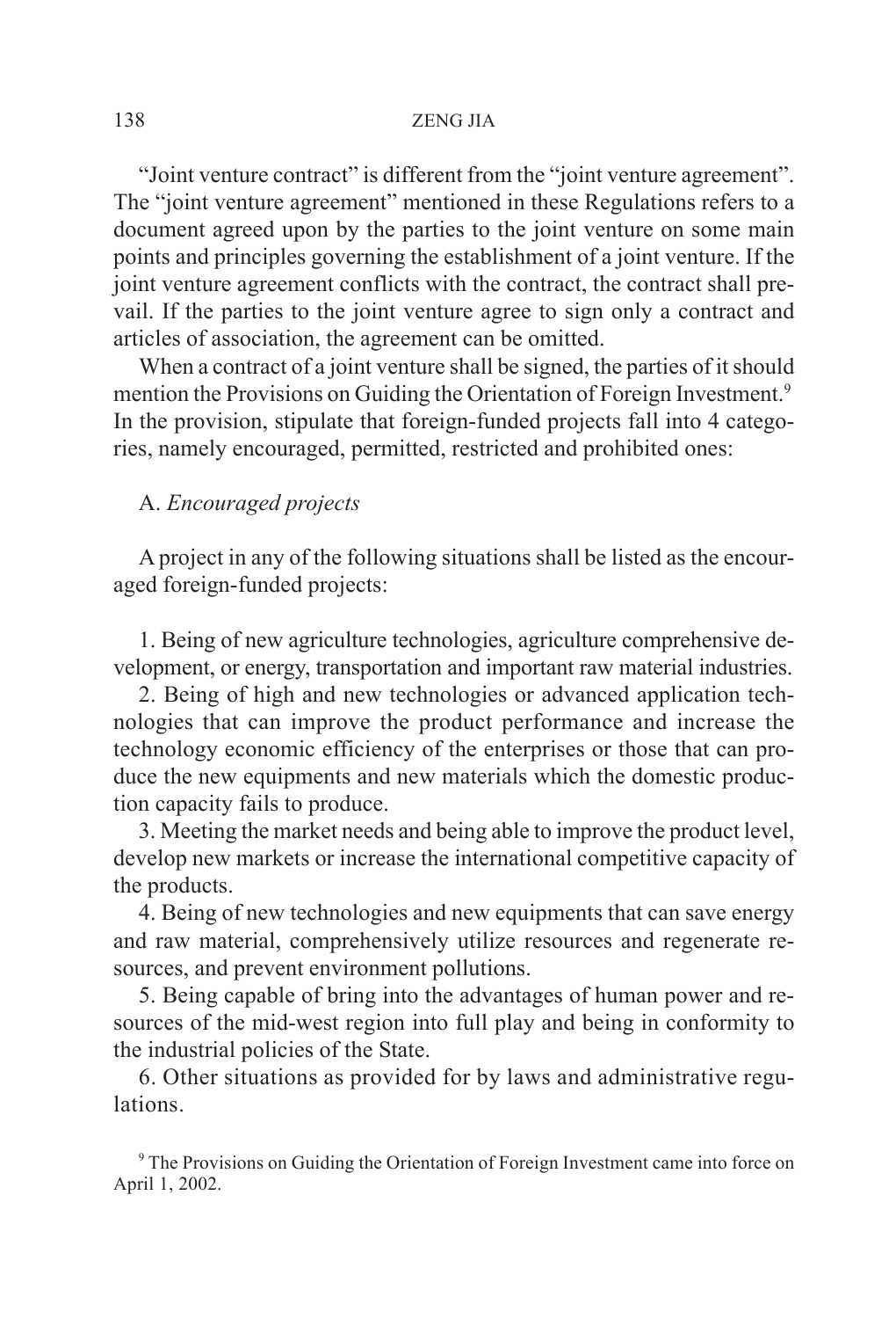"Joint venture contract" is different from the "joint venture agreement". The "joint venture agreement" mentioned in these Regulations refers to a document agreed upon by the parties to the joint venture on some main points and principles governing the establishment of a joint venture. If the joint venture agreement conflicts with the contract, the contract shall prevail. If the parties to the joint venture agree to sign only a contract and articles of association, the agreement can be omitted.

When a contract of a joint venture shall be signed, the parties of it should mention the Provisions on Guiding the Orientation of Foreign Investment.[9] In the provision, stipulate that foreign-funded projects fall into 4 categories, namely encouraged, permitted, restricted and prohibited ones:

A. *Encouraged projects*

A project in any of the following situations shall be listed as the encouraged foreign-funded projects:

1. Being of new agriculture technologies, agriculture comprehensive development, or energy, transportation and important raw material industries.
2. Being of high and new technologies or advanced application technologies that can improve the product performance and increase the technology economic efficiency of the enterprises or those that can produce the new equipments and new materials which the domestic production capacity fails to produce.
3. Meeting the market needs and being able to improve the product level, develop new markets or increase the international competitive capacity of the products.
4. Being of new technologies and new equipments that can save energy and raw material, comprehensively utilize resources and regenerate resources, and prevent environment pollutions.
5. Being capable of bring into the advantages of human power and resources of the mid-west region into full play and being in conformity to the industrial policies of the State.
6. Other situations as provided for by laws and administrative regulations.

[9] The Provisions on Guiding the Orientation of Foreign Investment came into force on April 1, 2002.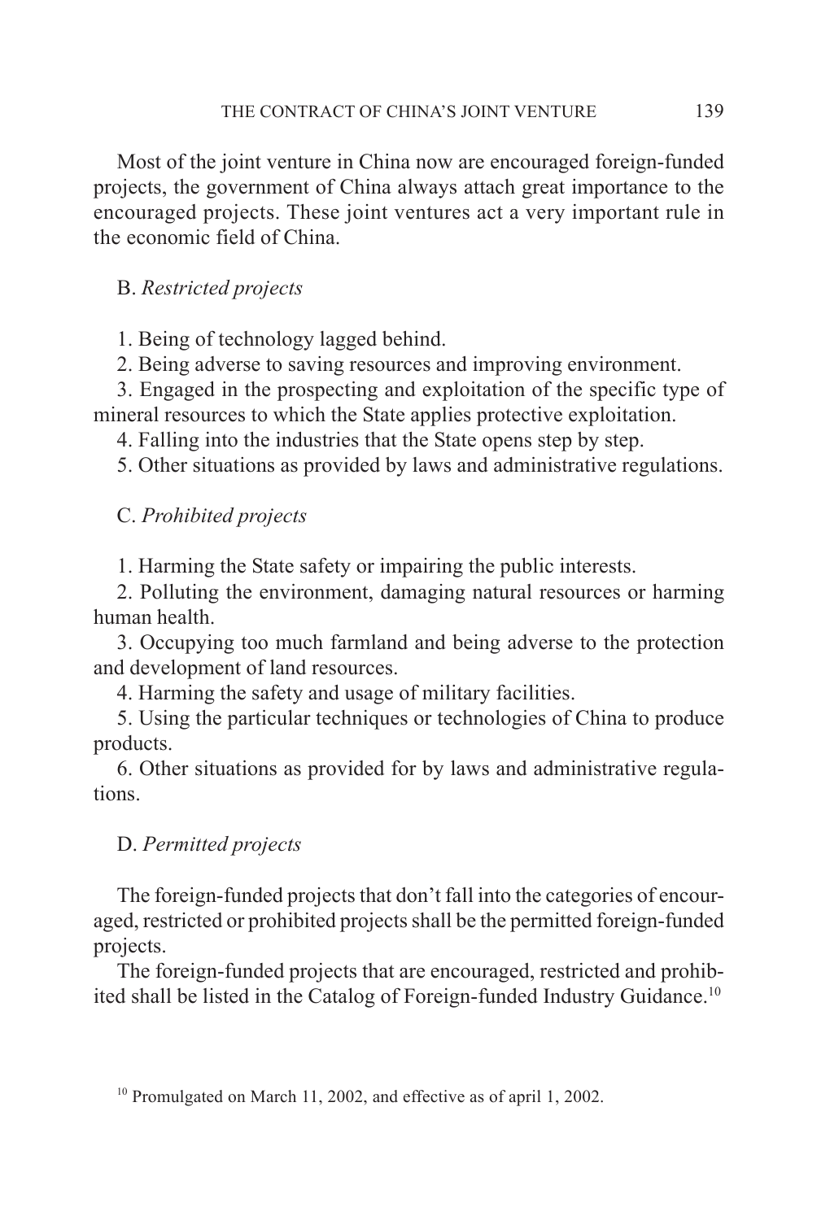Most of the joint venture in China now are encouraged foreign-funded projects, the government of China always attach great importance to the encouraged projects. These joint ventures act a very important rule in the economic field of China.

B. *Restricted projects*

1. Being of technology lagged behind.
2. Being adverse to saving resources and improving environment.
3. Engaged in the prospecting and exploitation of the specific type of mineral resources to which the State applies protective exploitation.
4. Falling into the industries that the State opens step by step.
5. Other situations as provided by laws and administrative regulations.

C. *Prohibited projects*

1. Harming the State safety or impairing the public interests.
2. Polluting the environment, damaging natural resources or harming human health.
3. Occupying too much farmland and being adverse to the protection and development of land resources.
4. Harming the safety and usage of military facilities.
5. Using the particular techniques or technologies of China to produce products.
6. Other situations as provided for by laws and administrative regulations.

D. *Permitted projects*

The foreign-funded projects that don't fall into the categories of encouraged, restricted or prohibited projects shall be the permitted foreign-funded projects.

The foreign-funded projects that are encouraged, restricted and prohibited shall be listed in the Catalog of Foreign-funded Industry Guidance.[10]

[10] Promulgated on March 11, 2002, and effective as of april 1, 2002.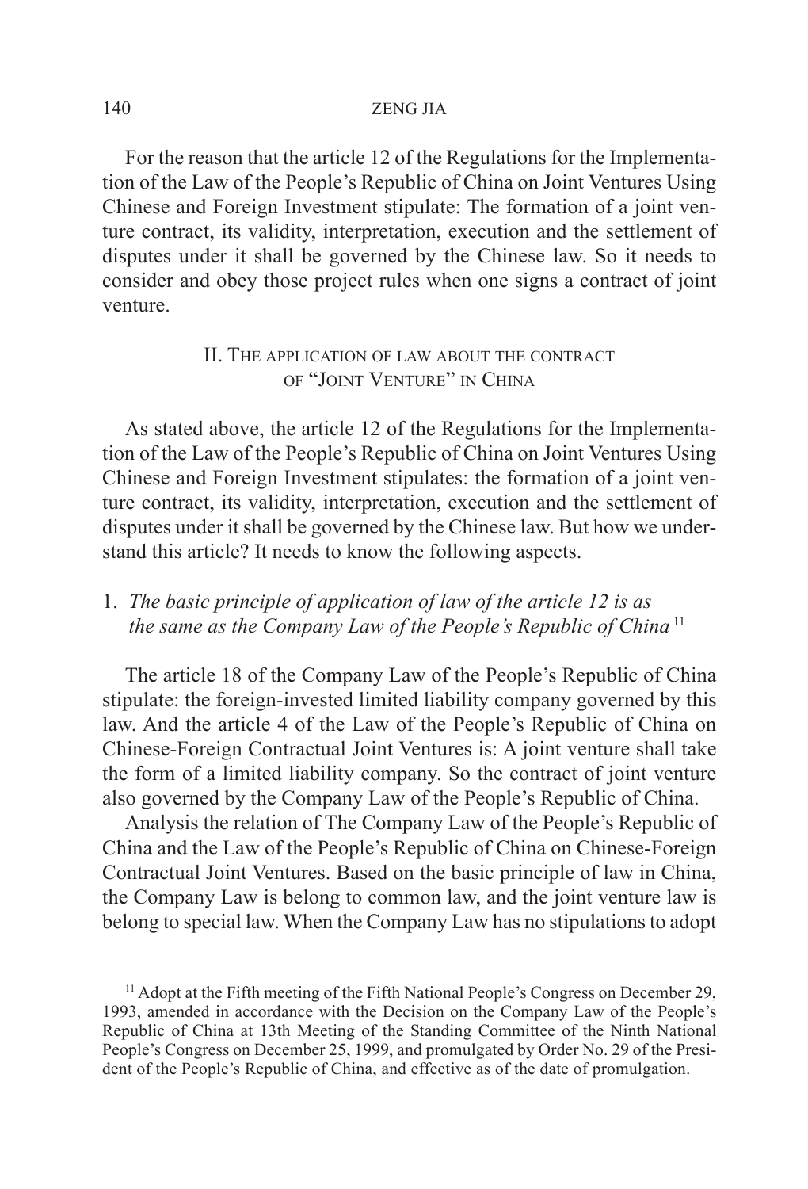For the reason that the article 12 of the Regulations for the Implementation of the Law of the People's Republic of China on Joint Ventures Using Chinese and Foreign Investment stipulate: The formation of a joint venture contract, its validity, interpretation, execution and the settlement of disputes under it shall be governed by the Chinese law. So it needs to consider and obey those project rules when one signs a contract of joint venture.

## II. The application of law about the contract of "Joint Venture" in China

As stated above, the article 12 of the Regulations for the Implementation of the Law of the People's Republic of China on Joint Ventures Using Chinese and Foreign Investment stipulates: the formation of a joint venture contract, its validity, interpretation, execution and the settlement of disputes under it shall be governed by the Chinese law. But how we understand this article? It needs to know the following aspects.

### 1. *The basic principle of application of law of the article 12 is as the same as the Company Law of the People's Republic of China*[11]

The article 18 of the Company Law of the People's Republic of China stipulate: the foreign-invested limited liability company governed by this law. And the article 4 of the Law of the People's Republic of China on Chinese-Foreign Contractual Joint Ventures is: A joint venture shall take the form of a limited liability company. So the contract of joint venture also governed by the Company Law of the People's Republic of China.

Analysis the relation of The Company Law of the People's Republic of China and the Law of the People's Republic of China on Chinese-Foreign Contractual Joint Ventures. Based on the basic principle of law in China, the Company Law is belong to common law, and the joint venture law is belong to special law. When the Company Law has no stipulations to adopt

[11] Adopt at the Fifth meeting of the Fifth National People's Congress on December 29, 1993, amended in accordance with the Decision on the Company Law of the People's Republic of China at 13th Meeting of the Standing Committee of the Ninth National People's Congress on December 25, 1999, and promulgated by Order No. 29 of the President of the People's Republic of China, and effective as of the date of promulgation.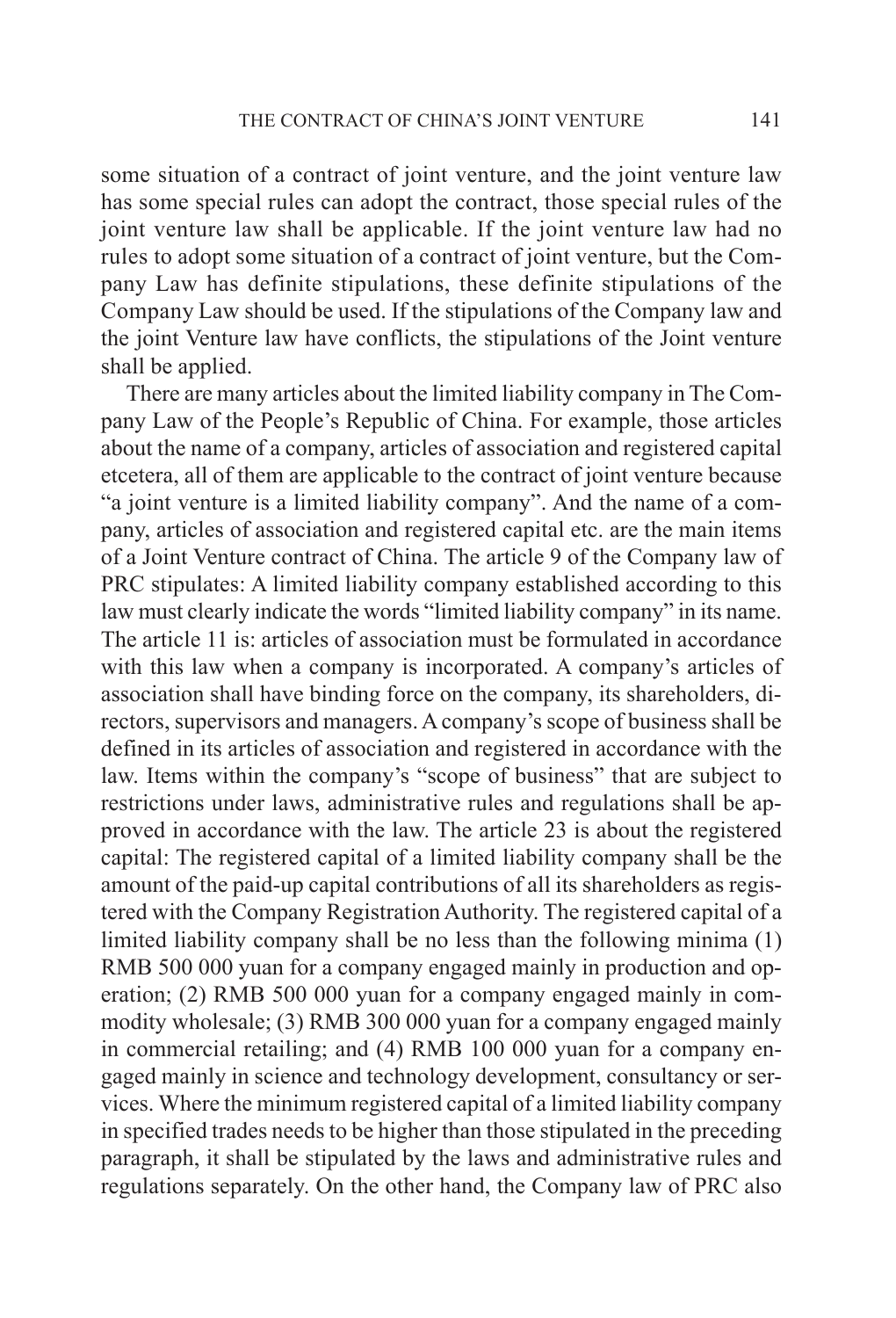some situation of a contract of joint venture, and the joint venture law has some special rules can adopt the contract, those special rules of the joint venture law shall be applicable. If the joint venture law had no rules to adopt some situation of a contract of joint venture, but the Company Law has definite stipulations, these definite stipulations of the Company Law should be used. If the stipulations of the Company law and the joint Venture law have conflicts, the stipulations of the Joint venture shall be applied.

There are many articles about the limited liability company in The Company Law of the People's Republic of China. For example, those articles about the name of a company, articles of association and registered capital etcetera, all of them are applicable to the contract of joint venture because "a joint venture is a limited liability company". And the name of a company, articles of association and registered capital etc. are the main items of a Joint Venture contract of China. The article 9 of the Company law of PRC stipulates: A limited liability company established according to this law must clearly indicate the words "limited liability company" in its name. The article 11 is: articles of association must be formulated in accordance with this law when a company is incorporated. A company's articles of association shall have binding force on the company, its shareholders, directors, supervisors and managers. A company's scope of business shall be defined in its articles of association and registered in accordance with the law. Items within the company's "scope of business" that are subject to restrictions under laws, administrative rules and regulations shall be approved in accordance with the law. The article 23 is about the registered capital: The registered capital of a limited liability company shall be the amount of the paid-up capital contributions of all its shareholders as registered with the Company Registration Authority. The registered capital of a limited liability company shall be no less than the following minima (1) RMB 500 000 yuan for a company engaged mainly in production and operation; (2) RMB 500 000 yuan for a company engaged mainly in commodity wholesale; (3) RMB 300 000 yuan for a company engaged mainly in commercial retailing; and (4) RMB 100 000 yuan for a company engaged mainly in science and technology development, consultancy or services. Where the minimum registered capital of a limited liability company in specified trades needs to be higher than those stipulated in the preceding paragraph, it shall be stipulated by the laws and administrative rules and regulations separately. On the other hand, the Company law of PRC also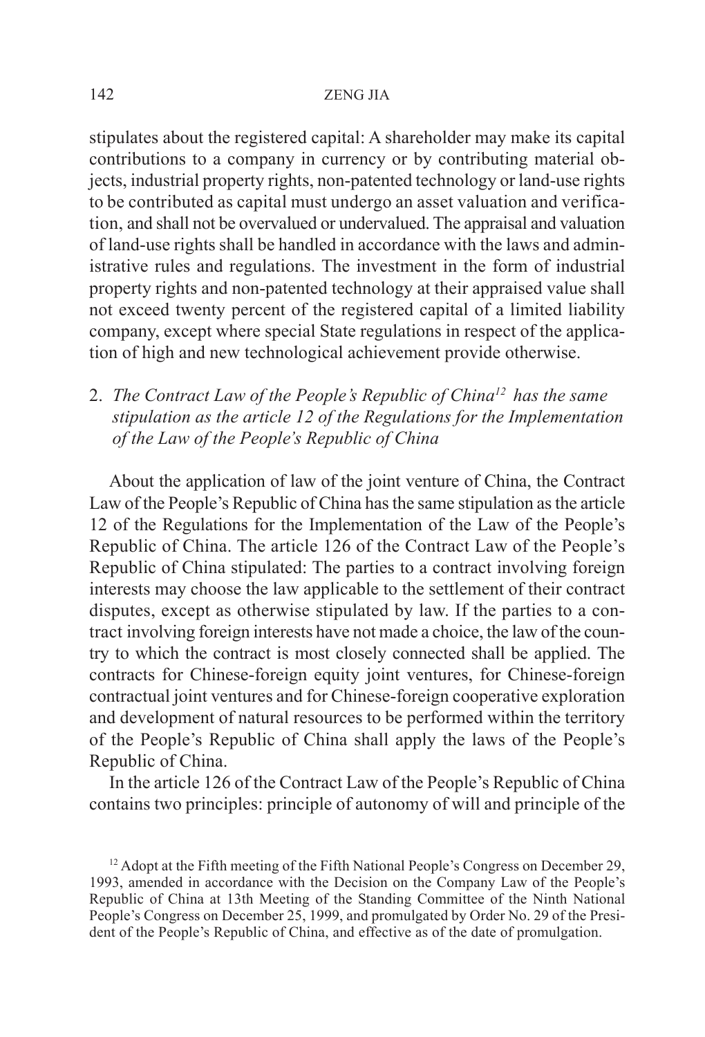stipulates about the registered capital: A shareholder may make its capital contributions to a company in currency or by contributing material objects, industrial property rights, non-patented technology or land-use rights to be contributed as capital must undergo an asset valuation and verification, and shall not be overvalued or undervalued. The appraisal and valuation of land-use rights shall be handled in accordance with the laws and administrative rules and regulations. The investment in the form of industrial property rights and non-patented technology at their appraised value shall not exceed twenty percent of the registered capital of a limited liability company, except where special State regulations in respect of the application of high and new technological achievement provide otherwise.

2. *The Contract Law of the People's Republic of China*[12] *has the same stipulation as the article 12 of the Regulations for the Implementation of the Law of the People's Republic of China*

About the application of law of the joint venture of China, the Contract Law of the People's Republic of China has the same stipulation as the article 12 of the Regulations for the Implementation of the Law of the People's Republic of China. The article 126 of the Contract Law of the People's Republic of China stipulated: The parties to a contract involving foreign interests may choose the law applicable to the settlement of their contract disputes, except as otherwise stipulated by law. If the parties to a contract involving foreign interests have not made a choice, the law of the country to which the contract is most closely connected shall be applied. The contracts for Chinese-foreign equity joint ventures, for Chinese-foreign contractual joint ventures and for Chinese-foreign cooperative exploration and development of natural resources to be performed within the territory of the People's Republic of China shall apply the laws of the People's Republic of China.

In the article 126 of the Contract Law of the People's Republic of China contains two principles: principle of autonomy of will and principle of the

[12] Adopt at the Fifth meeting of the Fifth National People's Congress on December 29, 1993, amended in accordance with the Decision on the Company Law of the People's Republic of China at 13th Meeting of the Standing Committee of the Ninth National People's Congress on December 25, 1999, and promulgated by Order No. 29 of the President of the People's Republic of China, and effective as of the date of promulgation.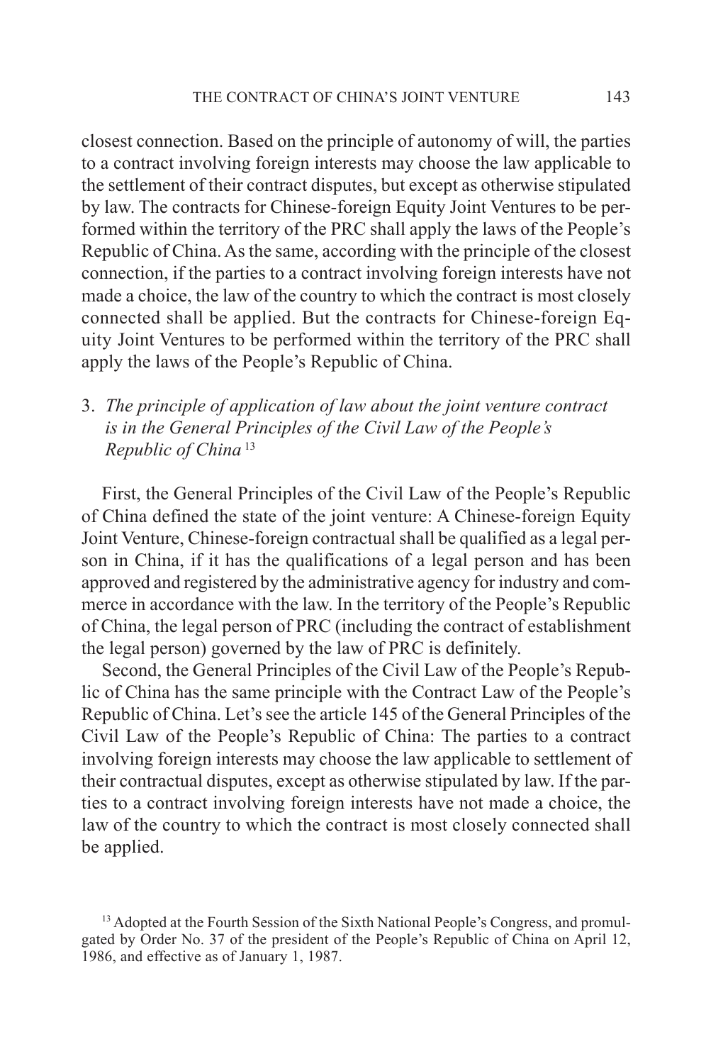closest connection. Based on the principle of autonomy of will, the parties to a contract involving foreign interests may choose the law applicable to the settlement of their contract disputes, but except as otherwise stipulated by law. The contracts for Chinese-foreign Equity Joint Ventures to be performed within the territory of the PRC shall apply the laws of the People's Republic of China. As the same, according with the principle of the closest connection, if the parties to a contract involving foreign interests have not made a choice, the law of the country to which the contract is most closely connected shall be applied. But the contracts for Chinese-foreign Equity Joint Ventures to be performed within the territory of the PRC shall apply the laws of the People's Republic of China.

3. *The principle of application of law about the joint venture contract is in the General Principles of the Civil Law of the People's Republic of China* [13]

First, the General Principles of the Civil Law of the People's Republic of China defined the state of the joint venture: A Chinese-foreign Equity Joint Venture, Chinese-foreign contractual shall be qualified as a legal person in China, if it has the qualifications of a legal person and has been approved and registered by the administrative agency for industry and commerce in accordance with the law. In the territory of the People's Republic of China, the legal person of PRC (including the contract of establishment the legal person) governed by the law of PRC is definitely.

Second, the General Principles of the Civil Law of the People's Republic of China has the same principle with the Contract Law of the People's Republic of China. Let's see the article 145 of the General Principles of the Civil Law of the People's Republic of China: The parties to a contract involving foreign interests may choose the law applicable to settlement of their contractual disputes, except as otherwise stipulated by law. If the parties to a contract involving foreign interests have not made a choice, the law of the country to which the contract is most closely connected shall be applied.

[13] Adopted at the Fourth Session of the Sixth National People's Congress, and promulgated by Order No. 37 of the president of the People's Republic of China on April 12, 1986, and effective as of January 1, 1987.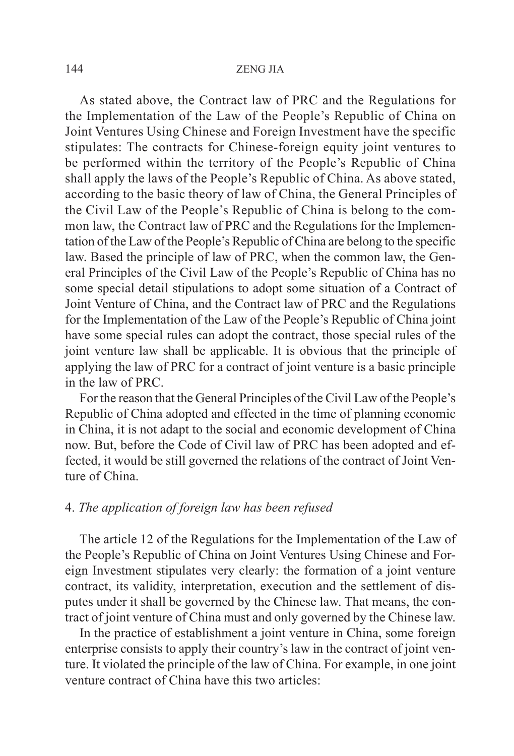As stated above, the Contract law of PRC and the Regulations for the Implementation of the Law of the People's Republic of China on Joint Ventures Using Chinese and Foreign Investment have the specific stipulates: The contracts for Chinese-foreign equity joint ventures to be performed within the territory of the People's Republic of China shall apply the laws of the People's Republic of China. As above stated, according to the basic theory of law of China, the General Principles of the Civil Law of the People's Republic of China is belong to the common law, the Contract law of PRC and the Regulations for the Implementation of the Law of the People's Republic of China are belong to the specific law. Based the principle of law of PRC, when the common law, the General Principles of the Civil Law of the People's Republic of China has no some special detail stipulations to adopt some situation of a Contract of Joint Venture of China, and the Contract law of PRC and the Regulations for the Implementation of the Law of the People's Republic of China joint have some special rules can adopt the contract, those special rules of the joint venture law shall be applicable. It is obvious that the principle of applying the law of PRC for a contract of joint venture is a basic principle in the law of PRC.

For the reason that the General Principles of the Civil Law of the People's Republic of China adopted and effected in the time of planning economic in China, it is not adapt to the social and economic development of China now. But, before the Code of Civil law of PRC has been adopted and effected, it would be still governed the relations of the contract of Joint Venture of China.

4. *The application of foreign law has been refused*

The article 12 of the Regulations for the Implementation of the Law of the People's Republic of China on Joint Ventures Using Chinese and Foreign Investment stipulates very clearly: the formation of a joint venture contract, its validity, interpretation, execution and the settlement of disputes under it shall be governed by the Chinese law. That means, the contract of joint venture of China must and only governed by the Chinese law.

In the practice of establishment a joint venture in China, some foreign enterprise consists to apply their country's law in the contract of joint venture. It violated the principle of the law of China. For example, in one joint venture contract of China have this two articles: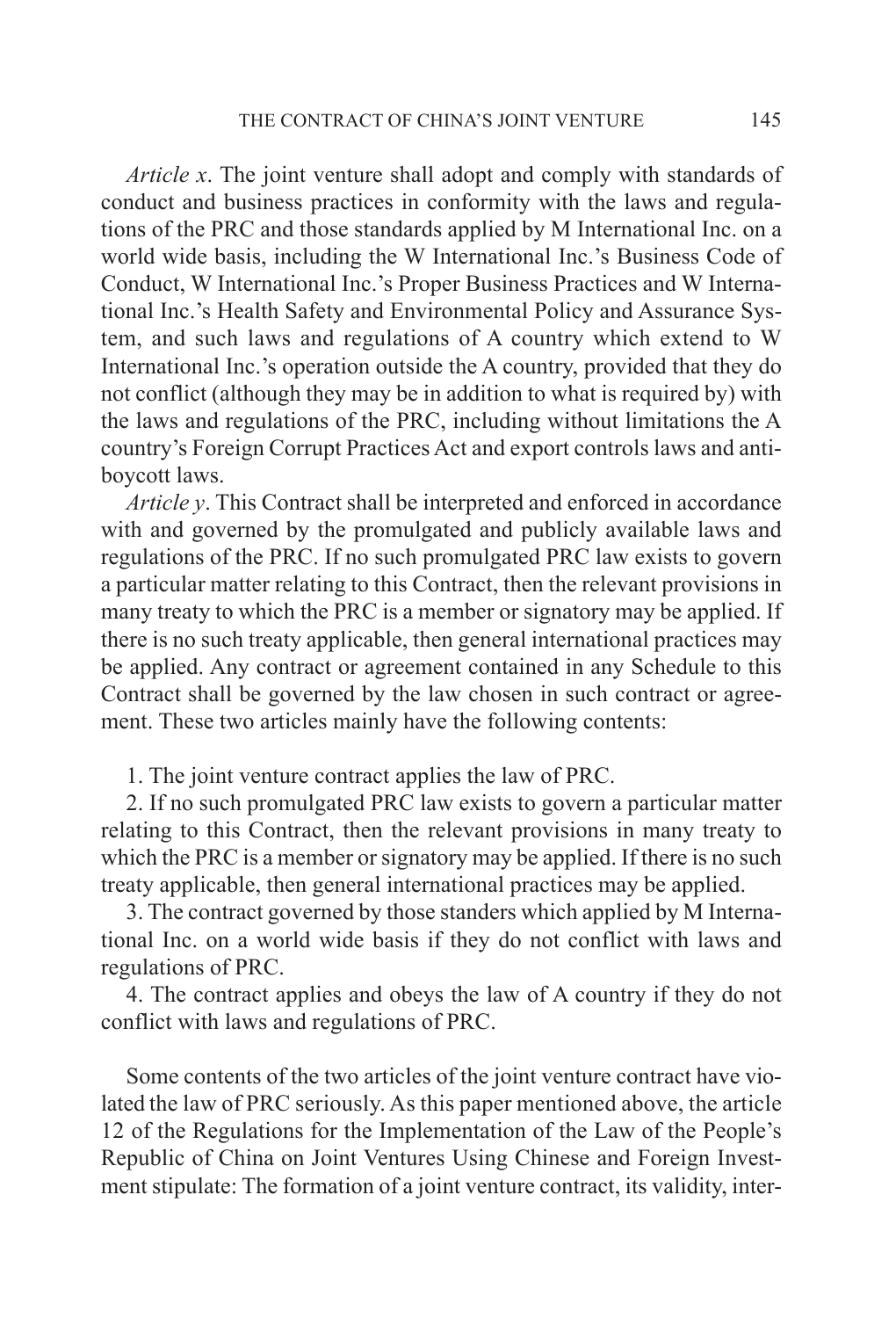*Article x*. The joint venture shall adopt and comply with standards of conduct and business practices in conformity with the laws and regulations of the PRC and those standards applied by M International Inc. on a world wide basis, including the W International Inc.'s Business Code of Conduct, W International Inc.'s Proper Business Practices and W International Inc.'s Health Safety and Environmental Policy and Assurance System, and such laws and regulations of A country which extend to W International Inc.'s operation outside the A country, provided that they do not conflict (although they may be in addition to what is required by) with the laws and regulations of the PRC, including without limitations the A country's Foreign Corrupt Practices Act and export controls laws and anti-boycott laws.

*Article y*. This Contract shall be interpreted and enforced in accordance with and governed by the promulgated and publicly available laws and regulations of the PRC. If no such promulgated PRC law exists to govern a particular matter relating to this Contract, then the relevant provisions in many treaty to which the PRC is a member or signatory may be applied. If there is no such treaty applicable, then general international practices may be applied. Any contract or agreement contained in any Schedule to this Contract shall be governed by the law chosen in such contract or agreement. These two articles mainly have the following contents:

1. The joint venture contract applies the law of PRC.
2. If no such promulgated PRC law exists to govern a particular matter relating to this Contract, then the relevant provisions in many treaty to which the PRC is a member or signatory may be applied. If there is no such treaty applicable, then general international practices may be applied.
3. The contract governed by those standers which applied by M International Inc. on a world wide basis if they do not conflict with laws and regulations of PRC.
4. The contract applies and obeys the law of A country if they do not conflict with laws and regulations of PRC.

Some contents of the two articles of the joint venture contract have violated the law of PRC seriously. As this paper mentioned above, the article 12 of the Regulations for the Implementation of the Law of the People's Republic of China on Joint Ventures Using Chinese and Foreign Investment stipulate: The formation of a joint venture contract, its validity, inter-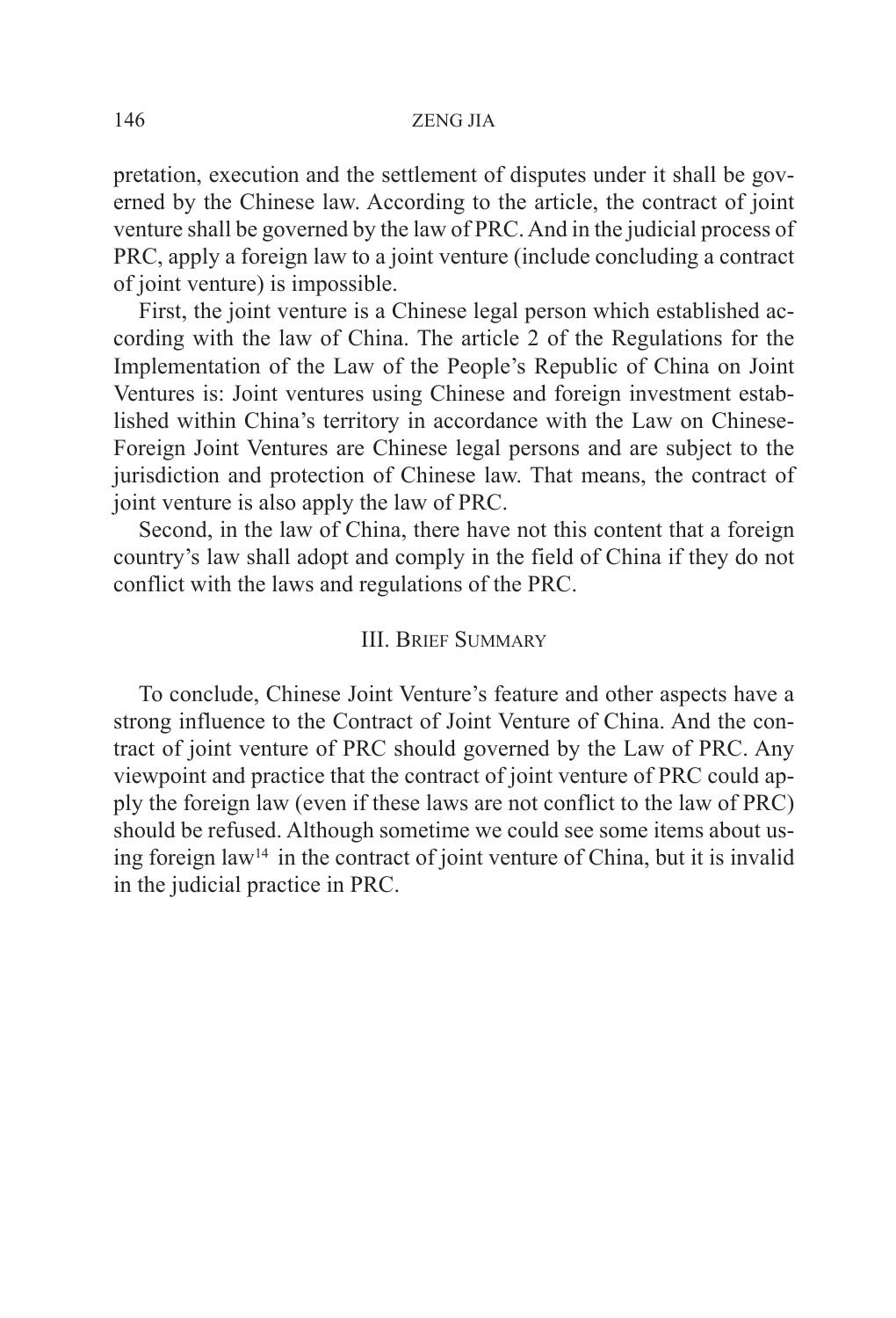pretation, execution and the settlement of disputes under it shall be governed by the Chinese law. According to the article, the contract of joint venture shall be governed by the law of PRC. And in the judicial process of PRC, apply a foreign law to a joint venture (include concluding a contract of joint venture) is impossible.

First, the joint venture is a Chinese legal person which established according with the law of China. The article 2 of the Regulations for the Implementation of the Law of the People's Republic of China on Joint Ventures is: Joint ventures using Chinese and foreign investment established within China's territory in accordance with the Law on Chinese-Foreign Joint Ventures are Chinese legal persons and are subject to the jurisdiction and protection of Chinese law. That means, the contract of joint venture is also apply the law of PRC.

Second, in the law of China, there have not this content that a foreign country's law shall adopt and comply in the field of China if they do not conflict with the laws and regulations of the PRC.

## III. Brief Summary

To conclude, Chinese Joint Venture's feature and other aspects have a strong influence to the Contract of Joint Venture of China. And the contract of joint venture of PRC should governed by the Law of PRC. Any viewpoint and practice that the contract of joint venture of PRC could apply the foreign law (even if these laws are not conflict to the law of PRC) should be refused. Although sometime we could see some items about using foreign law[14] in the contract of joint venture of China, but it is invalid in the judicial practice in PRC.